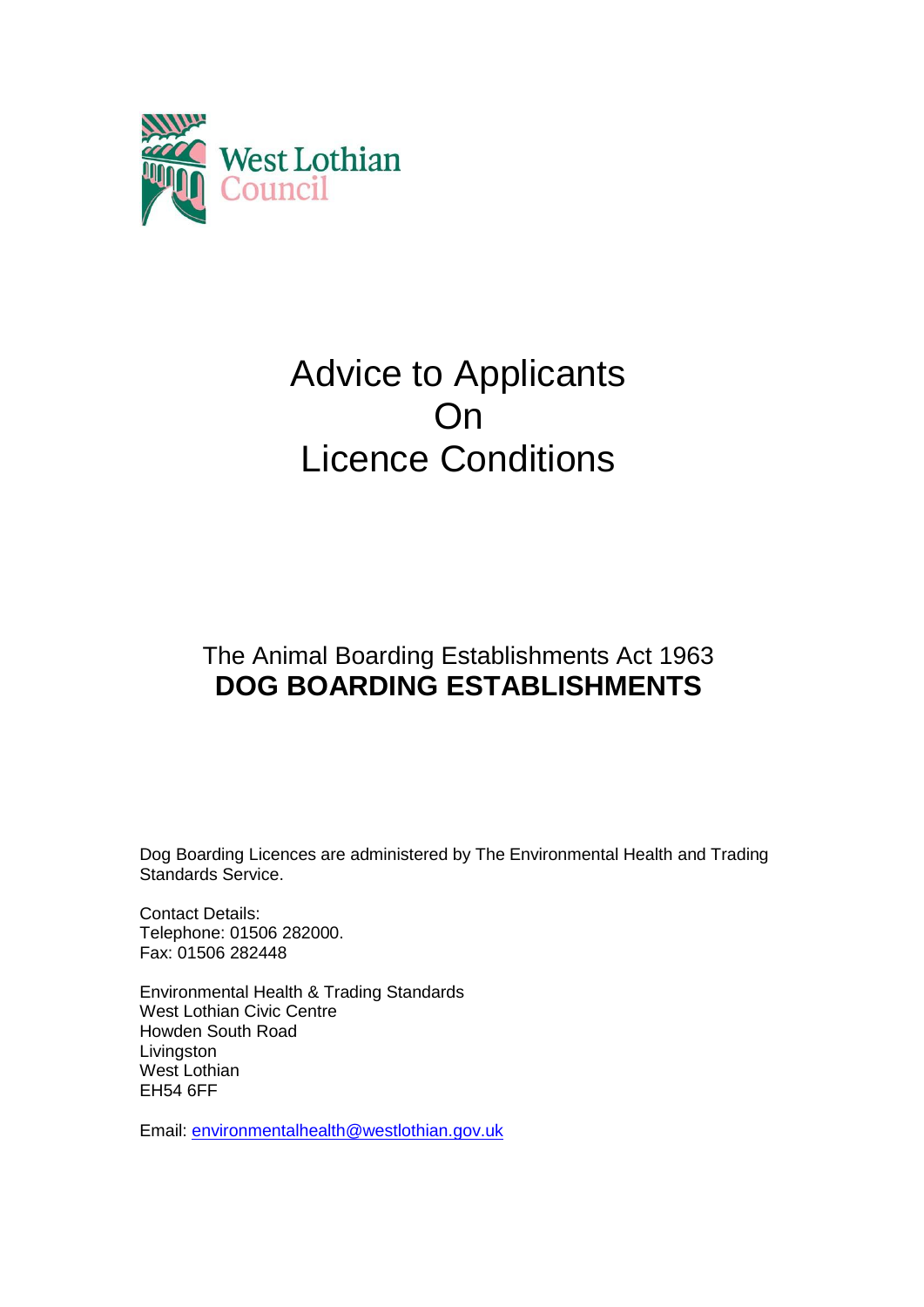West Lothian Council

# Advice to Applicants On Licence Conditions

## The Animal Boarding Establishments Act 1963

## DOG BOARDING ESTABLISHMENTS

Dog Boarding Licences are administered by The Environmental Health and Trading Standards Service.

Contact Details:
Telephone: 01506 282000.
Fax: 01506 282448

Environmental Health & Trading Standards
West Lothian Civic Centre
Howden South Road
Livingston
West Lothian
EH54 6FF

Email: environmentalhealth@westlothian.gov.uk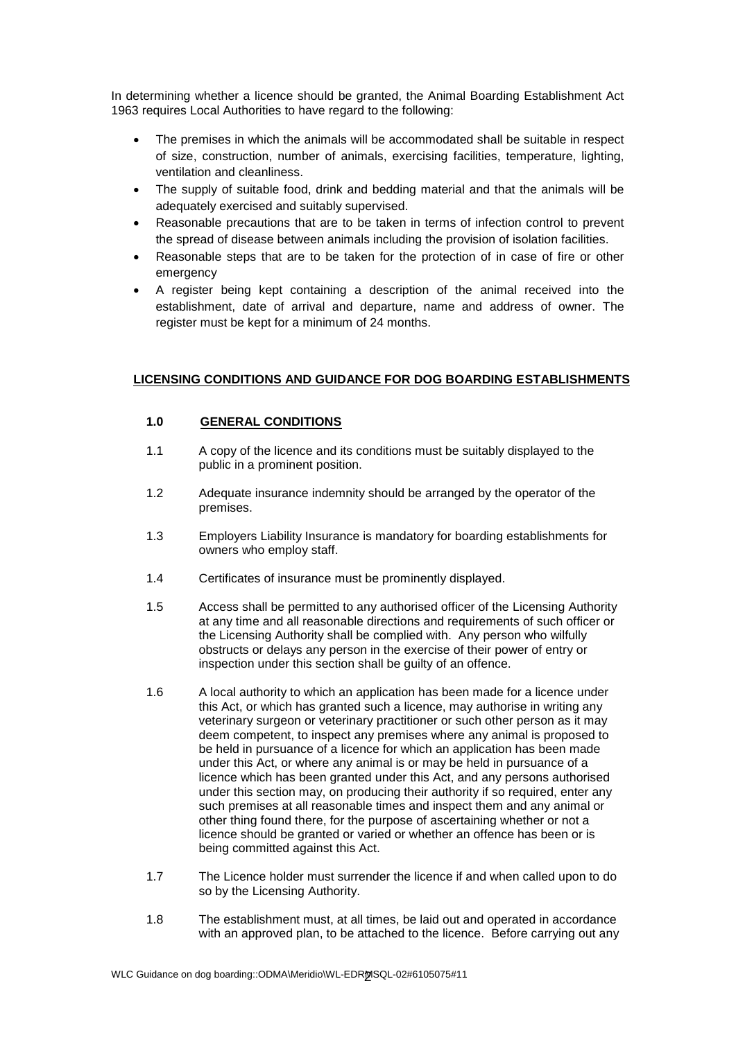In determining whether a licence should be granted, the Animal Boarding Establishment Act 1963 requires Local Authorities to have regard to the following:

- The premises in which the animals will be accommodated shall be suitable in respect of size, construction, number of animals, exercising facilities, temperature, lighting, ventilation and cleanliness.
- The supply of suitable food, drink and bedding material and that the animals will be adequately exercised and suitably supervised.
- Reasonable precautions that are to be taken in terms of infection control to prevent the spread of disease between animals including the provision of isolation facilities.
- Reasonable steps that are to be taken for the protection of in case of fire or other emergency
- A register being kept containing a description of the animal received into the establishment, date of arrival and departure, name and address of owner. The register must be kept for a minimum of 24 months.

## LICENSING CONDITIONS AND GUIDANCE FOR DOG BOARDING ESTABLISHMENTS

### 1.0 GENERAL CONDITIONS

1.1 A copy of the licence and its conditions must be suitably displayed to the public in a prominent position.

1.2 Adequate insurance indemnity should be arranged by the operator of the premises.

1.3 Employers Liability Insurance is mandatory for boarding establishments for owners who employ staff.

1.4 Certificates of insurance must be prominently displayed.

1.5 Access shall be permitted to any authorised officer of the Licensing Authority at any time and all reasonable directions and requirements of such officer or the Licensing Authority shall be complied with. Any person who wilfully obstructs or delays any person in the exercise of their power of entry or inspection under this section shall be guilty of an offence.

1.6 A local authority to which an application has been made for a licence under this Act, or which has granted such a licence, may authorise in writing any veterinary surgeon or veterinary practitioner or such other person as it may deem competent, to inspect any premises where any animal is proposed to be held in pursuance of a licence for which an application has been made under this Act, or where any animal is or may be held in pursuance of a licence which has been granted under this Act, and any persons authorised under this section may, on producing their authority if so required, enter any such premises at all reasonable times and inspect them and any animal or other thing found there, for the purpose of ascertaining whether or not a licence should be granted or varied or whether an offence has been or is being committed against this Act.

1.7 The Licence holder must surrender the licence if and when called upon to do so by the Licensing Authority.

1.8 The establishment must, at all times, be laid out and operated in accordance with an approved plan, to be attached to the licence. Before carrying out any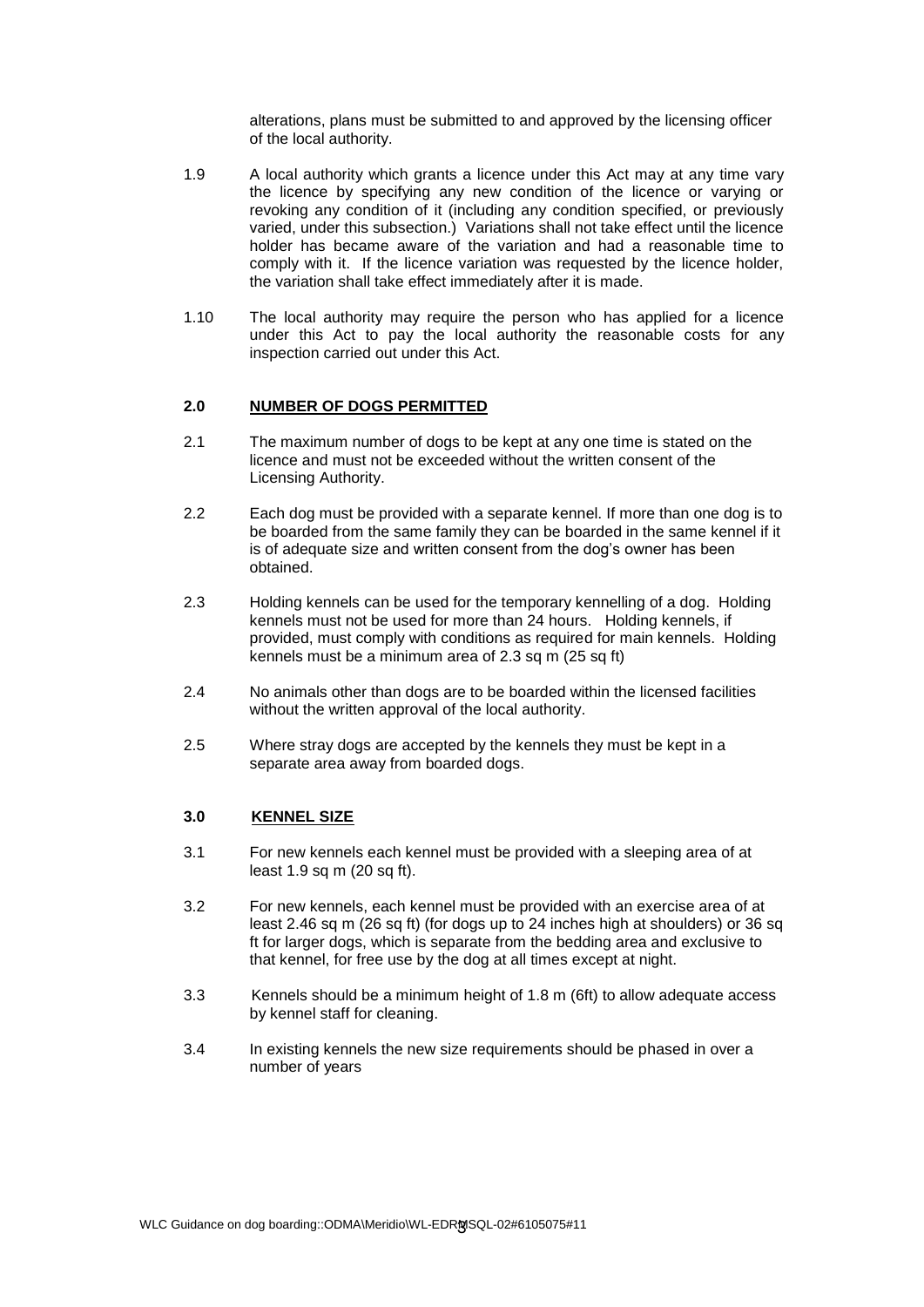alterations, plans must be submitted to and approved by the licensing officer of the local authority.

1.9 A local authority which grants a licence under this Act may at any time vary the licence by specifying any new condition of the licence or varying or revoking any condition of it (including any condition specified, or previously varied, under this subsection.) Variations shall not take effect until the licence holder has became aware of the variation and had a reasonable time to comply with it. If the licence variation was requested by the licence holder, the variation shall take effect immediately after it is made.

1.10 The local authority may require the person who has applied for a licence under this Act to pay the local authority the reasonable costs for any inspection carried out under this Act.

## 2.0 NUMBER OF DOGS PERMITTED

2.1 The maximum number of dogs to be kept at any one time is stated on the licence and must not be exceeded without the written consent of the Licensing Authority.

2.2 Each dog must be provided with a separate kennel. If more than one dog is to be boarded from the same family they can be boarded in the same kennel if it is of adequate size and written consent from the dog's owner has been obtained.

2.3 Holding kennels can be used for the temporary kennelling of a dog. Holding kennels must not be used for more than 24 hours. Holding kennels, if provided, must comply with conditions as required for main kennels. Holding kennels must be a minimum area of 2.3 sq m (25 sq ft)

2.4 No animals other than dogs are to be boarded within the licensed facilities without the written approval of the local authority.

2.5 Where stray dogs are accepted by the kennels they must be kept in a separate area away from boarded dogs.

## 3.0 KENNEL SIZE

3.1 For new kennels each kennel must be provided with a sleeping area of at least 1.9 sq m (20 sq ft).

3.2 For new kennels, each kennel must be provided with an exercise area of at least 2.46 sq m (26 sq ft) (for dogs up to 24 inches high at shoulders) or 36 sq ft for larger dogs, which is separate from the bedding area and exclusive to that kennel, for free use by the dog at all times except at night.

3.3 Kennels should be a minimum height of 1.8 m (6ft) to allow adequate access by kennel staff for cleaning.

3.4 In existing kennels the new size requirements should be phased in over a number of years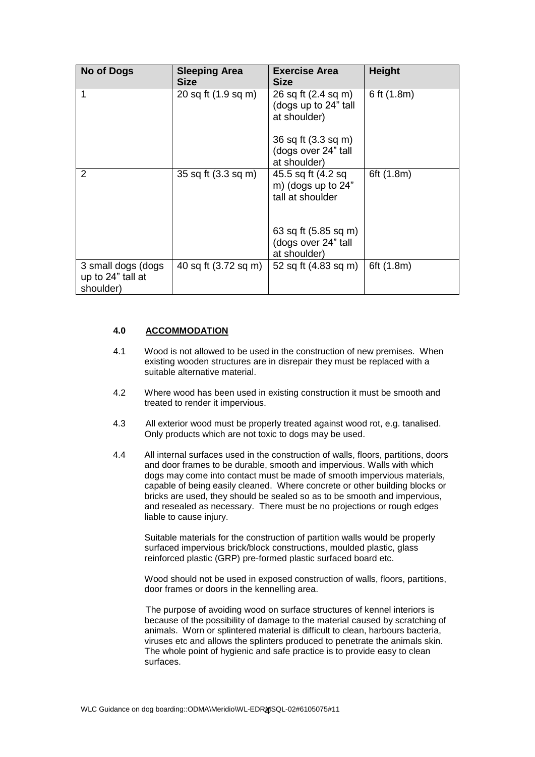| No of Dogs | Sleeping Area Size | Exercise Area Size | Height |
|---|---|---|---|
| 1 | 20 sq ft (1.9 sq m) | 26 sq ft (2.4 sq m) (dogs up to 24" tall at shoulder)<br><br>36 sq ft (3.3 sq m) (dogs over 24" tall at shoulder) | 6 ft (1.8m) |
| 2 | 35 sq ft (3.3 sq m) | 45.5 sq ft (4.2 sq m) (dogs up to 24" tall at shoulder<br><br>63 sq ft (5.85 sq m) (dogs over 24" tall at shoulder) | 6ft (1.8m) |
| 3 small dogs (dogs up to 24" tall at shoulder) | 40 sq ft (3.72 sq m) | 52 sq ft (4.83 sq m) | 6ft (1.8m) |

## 4.0 ACCOMMODATION

4.1 Wood is not allowed to be used in the construction of new premises. When existing wooden structures are in disrepair they must be replaced with a suitable alternative material.

4.2 Where wood has been used in existing construction it must be smooth and treated to render it impervious.

4.3 All exterior wood must be properly treated against wood rot, e.g. tanalised. Only products which are not toxic to dogs may be used.

4.4 All internal surfaces used in the construction of walls, floors, partitions, doors and door frames to be durable, smooth and impervious. Walls with which dogs may come into contact must be made of smooth impervious materials, capable of being easily cleaned. Where concrete or other building blocks or bricks are used, they should be sealed so as to be smooth and impervious, and resealed as necessary. There must be no projections or rough edges liable to cause injury.

Suitable materials for the construction of partition walls would be properly surfaced impervious brick/block constructions, moulded plastic, glass reinforced plastic (GRP) pre-formed plastic surfaced board etc.

Wood should not be used in exposed construction of walls, floors, partitions, door frames or doors in the kennelling area.

The purpose of avoiding wood on surface structures of kennel interiors is because of the possibility of damage to the material caused by scratching of animals. Worn or splintered material is difficult to clean, harbours bacteria, viruses etc and allows the splinters produced to penetrate the animals skin. The whole point of hygienic and safe practice is to provide easy to clean surfaces.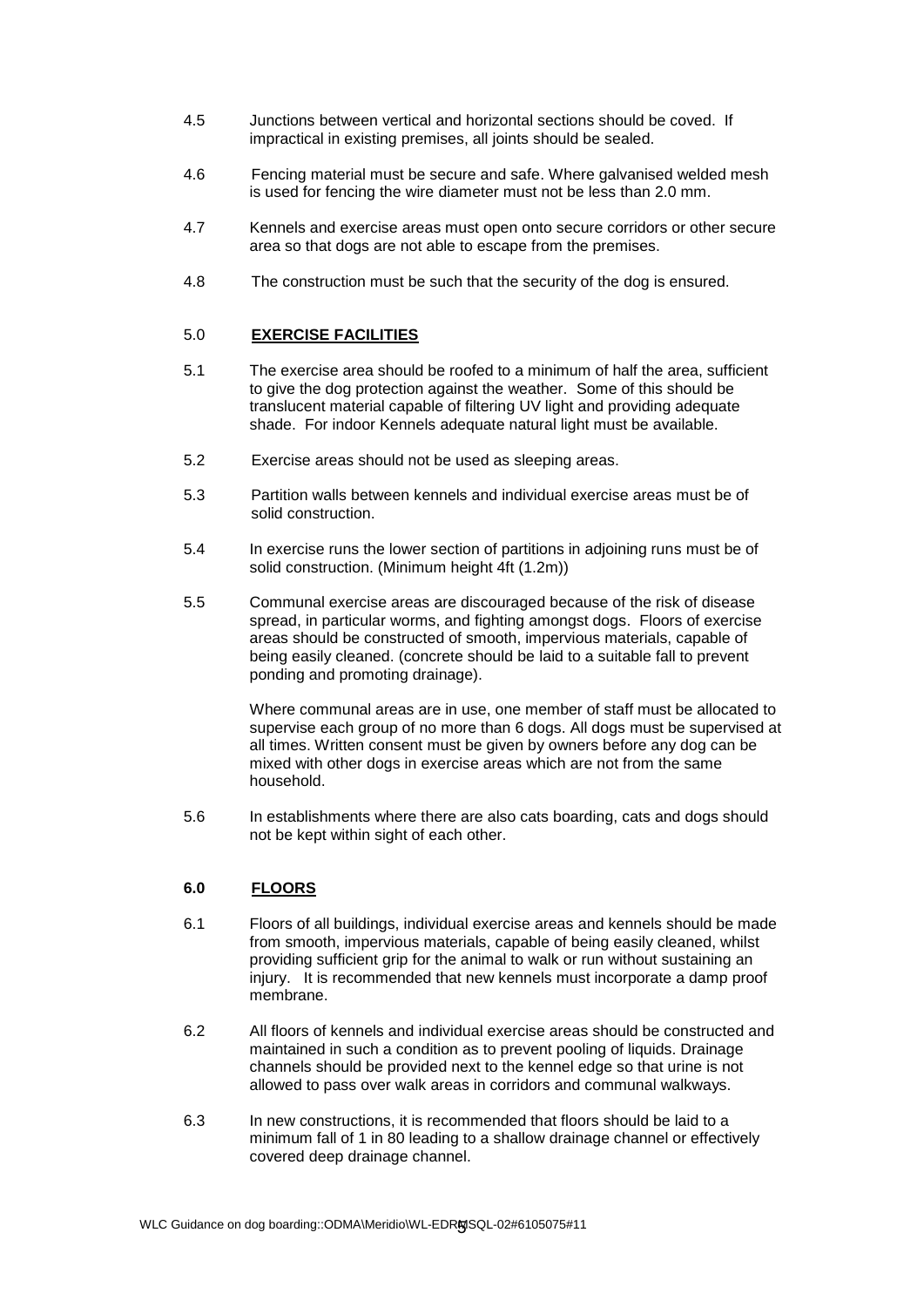4.5 Junctions between vertical and horizontal sections should be coved. If impractical in existing premises, all joints should be sealed.

4.6 Fencing material must be secure and safe. Where galvanised welded mesh is used for fencing the wire diameter must not be less than 2.0 mm.

4.7 Kennels and exercise areas must open onto secure corridors or other secure area so that dogs are not able to escape from the premises.

4.8 The construction must be such that the security of the dog is ensured.

## 5.0 EXERCISE FACILITIES

5.1 The exercise area should be roofed to a minimum of half the area, sufficient to give the dog protection against the weather. Some of this should be translucent material capable of filtering UV light and providing adequate shade. For indoor Kennels adequate natural light must be available.

5.2 Exercise areas should not be used as sleeping areas.

5.3 Partition walls between kennels and individual exercise areas must be of solid construction.

5.4 In exercise runs the lower section of partitions in adjoining runs must be of solid construction. (Minimum height 4ft (1.2m))

5.5 Communal exercise areas are discouraged because of the risk of disease spread, in particular worms, and fighting amongst dogs. Floors of exercise areas should be constructed of smooth, impervious materials, capable of being easily cleaned. (concrete should be laid to a suitable fall to prevent ponding and promoting drainage).

Where communal areas are in use, one member of staff must be allocated to supervise each group of no more than 6 dogs. All dogs must be supervised at all times. Written consent must be given by owners before any dog can be mixed with other dogs in exercise areas which are not from the same household.

5.6 In establishments where there are also cats boarding, cats and dogs should not be kept within sight of each other.

## 6.0 FLOORS

6.1 Floors of all buildings, individual exercise areas and kennels should be made from smooth, impervious materials, capable of being easily cleaned, whilst providing sufficient grip for the animal to walk or run without sustaining an injury. It is recommended that new kennels must incorporate a damp proof membrane.

6.2 All floors of kennels and individual exercise areas should be constructed and maintained in such a condition as to prevent pooling of liquids. Drainage channels should be provided next to the kennel edge so that urine is not allowed to pass over walk areas in corridors and communal walkways.

6.3 In new constructions, it is recommended that floors should be laid to a minimum fall of 1 in 80 leading to a shallow drainage channel or effectively covered deep drainage channel.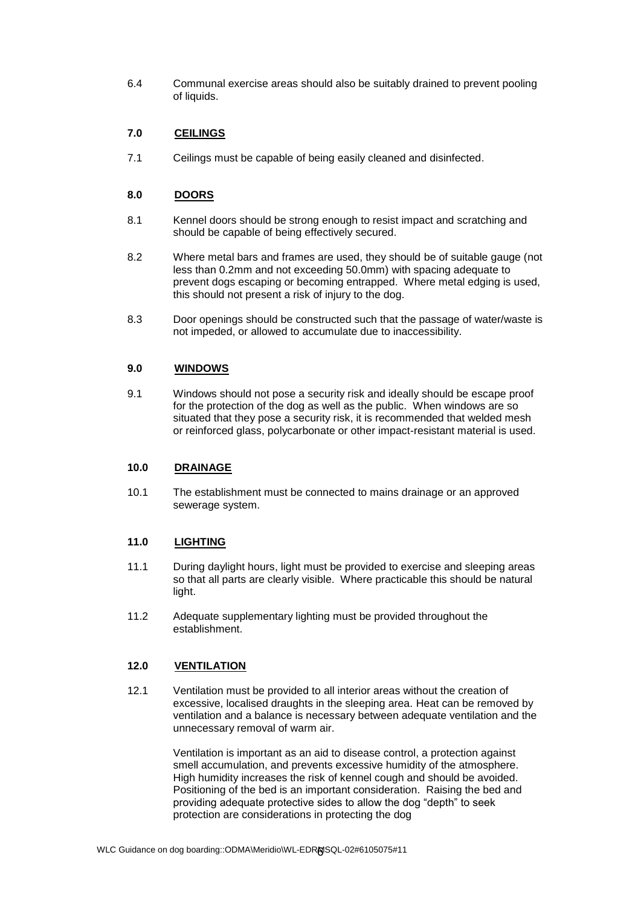6.4 Communal exercise areas should also be suitably drained to prevent pooling of liquids.

## 7.0 CEILINGS

7.1 Ceilings must be capable of being easily cleaned and disinfected.

## 8.0 DOORS

8.1 Kennel doors should be strong enough to resist impact and scratching and should be capable of being effectively secured.

8.2 Where metal bars and frames are used, they should be of suitable gauge (not less than 0.2mm and not exceeding 50.0mm) with spacing adequate to prevent dogs escaping or becoming entrapped. Where metal edging is used, this should not present a risk of injury to the dog.

8.3 Door openings should be constructed such that the passage of water/waste is not impeded, or allowed to accumulate due to inaccessibility.

## 9.0 WINDOWS

9.1 Windows should not pose a security risk and ideally should be escape proof for the protection of the dog as well as the public. When windows are so situated that they pose a security risk, it is recommended that welded mesh or reinforced glass, polycarbonate or other impact-resistant material is used.

## 10.0 DRAINAGE

10.1 The establishment must be connected to mains drainage or an approved sewerage system.

## 11.0 LIGHTING

11.1 During daylight hours, light must be provided to exercise and sleeping areas so that all parts are clearly visible. Where practicable this should be natural light.

11.2 Adequate supplementary lighting must be provided throughout the establishment.

## 12.0 VENTILATION

12.1 Ventilation must be provided to all interior areas without the creation of excessive, localised draughts in the sleeping area. Heat can be removed by ventilation and a balance is necessary between adequate ventilation and the unnecessary removal of warm air.

Ventilation is important as an aid to disease control, a protection against smell accumulation, and prevents excessive humidity of the atmosphere. High humidity increases the risk of kennel cough and should be avoided. Positioning of the bed is an important consideration. Raising the bed and providing adequate protective sides to allow the dog "depth" to seek protection are considerations in protecting the dog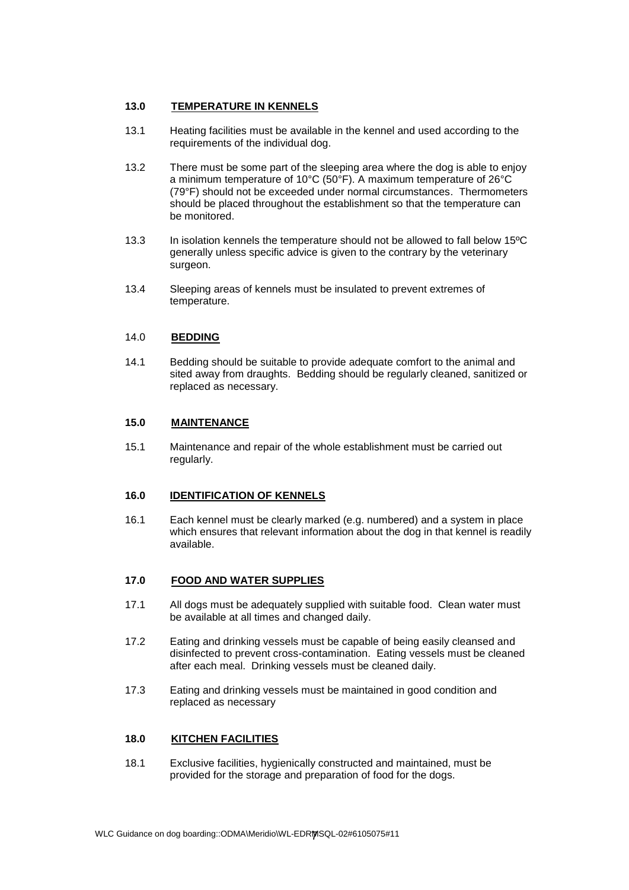## 13.0 TEMPERATURE IN KENNELS

13.1 Heating facilities must be available in the kennel and used according to the requirements of the individual dog.

13.2 There must be some part of the sleeping area where the dog is able to enjoy a minimum temperature of 10°C (50°F). A maximum temperature of 26°C (79°F) should not be exceeded under normal circumstances. Thermometers should be placed throughout the establishment so that the temperature can be monitored.

13.3 In isolation kennels the temperature should not be allowed to fall below 15ºC generally unless specific advice is given to the contrary by the veterinary surgeon.

13.4 Sleeping areas of kennels must be insulated to prevent extremes of temperature.

## 14.0 BEDDING

14.1 Bedding should be suitable to provide adequate comfort to the animal and sited away from draughts. Bedding should be regularly cleaned, sanitized or replaced as necessary.

## 15.0 MAINTENANCE

15.1 Maintenance and repair of the whole establishment must be carried out regularly.

## 16.0 IDENTIFICATION OF KENNELS

16.1 Each kennel must be clearly marked (e.g. numbered) and a system in place which ensures that relevant information about the dog in that kennel is readily available.

## 17.0 FOOD AND WATER SUPPLIES

17.1 All dogs must be adequately supplied with suitable food. Clean water must be available at all times and changed daily.

17.2 Eating and drinking vessels must be capable of being easily cleansed and disinfected to prevent cross-contamination. Eating vessels must be cleaned after each meal. Drinking vessels must be cleaned daily.

17.3 Eating and drinking vessels must be maintained in good condition and replaced as necessary

## 18.0 KITCHEN FACILITIES

18.1 Exclusive facilities, hygienically constructed and maintained, must be provided for the storage and preparation of food for the dogs.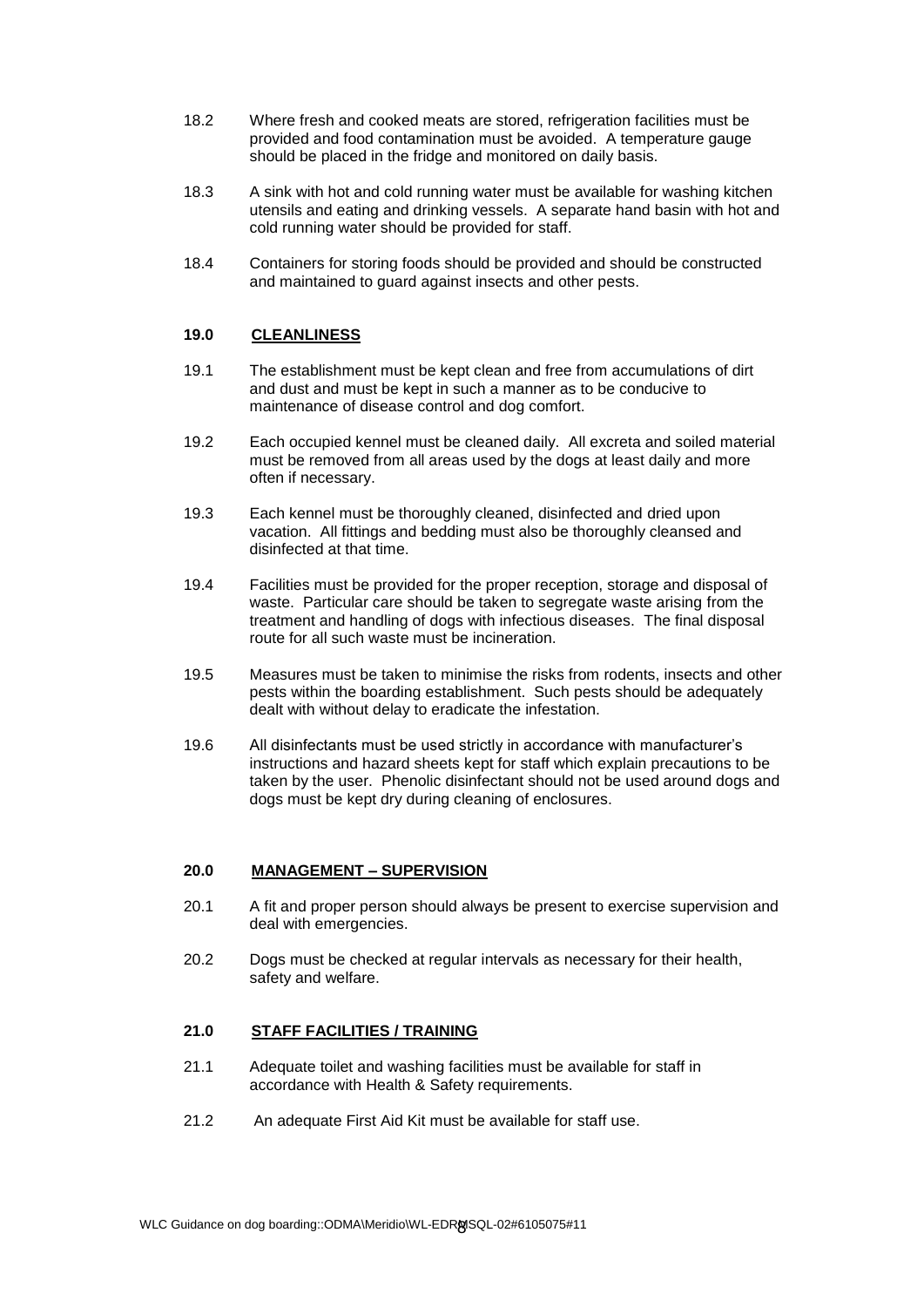18.2 Where fresh and cooked meats are stored, refrigeration facilities must be provided and food contamination must be avoided. A temperature gauge should be placed in the fridge and monitored on daily basis.

18.3 A sink with hot and cold running water must be available for washing kitchen utensils and eating and drinking vessels. A separate hand basin with hot and cold running water should be provided for staff.

18.4 Containers for storing foods should be provided and should be constructed and maintained to guard against insects and other pests.

## 19.0 CLEANLINESS

19.1 The establishment must be kept clean and free from accumulations of dirt and dust and must be kept in such a manner as to be conducive to maintenance of disease control and dog comfort.

19.2 Each occupied kennel must be cleaned daily. All excreta and soiled material must be removed from all areas used by the dogs at least daily and more often if necessary.

19.3 Each kennel must be thoroughly cleaned, disinfected and dried upon vacation. All fittings and bedding must also be thoroughly cleansed and disinfected at that time.

19.4 Facilities must be provided for the proper reception, storage and disposal of waste. Particular care should be taken to segregate waste arising from the treatment and handling of dogs with infectious diseases. The final disposal route for all such waste must be incineration.

19.5 Measures must be taken to minimise the risks from rodents, insects and other pests within the boarding establishment. Such pests should be adequately dealt with without delay to eradicate the infestation.

19.6 All disinfectants must be used strictly in accordance with manufacturer's instructions and hazard sheets kept for staff which explain precautions to be taken by the user. Phenolic disinfectant should not be used around dogs and dogs must be kept dry during cleaning of enclosures.

## 20.0 MANAGEMENT – SUPERVISION

20.1 A fit and proper person should always be present to exercise supervision and deal with emergencies.

20.2 Dogs must be checked at regular intervals as necessary for their health, safety and welfare.

## 21.0 STAFF FACILITIES / TRAINING

21.1 Adequate toilet and washing facilities must be available for staff in accordance with Health & Safety requirements.

21.2 An adequate First Aid Kit must be available for staff use.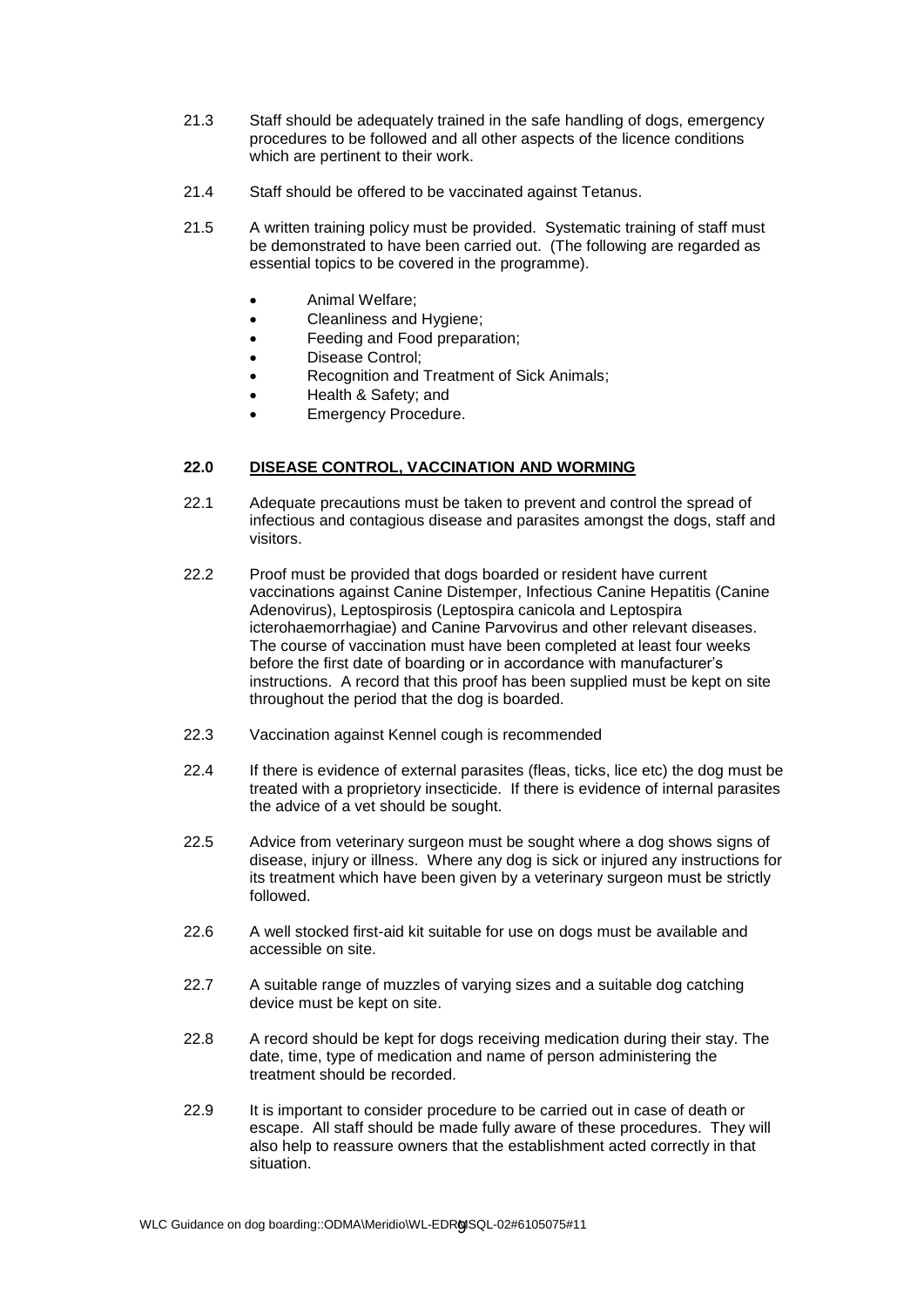21.3 Staff should be adequately trained in the safe handling of dogs, emergency procedures to be followed and all other aspects of the licence conditions which are pertinent to their work.

21.4 Staff should be offered to be vaccinated against Tetanus.

21.5 A written training policy must be provided. Systematic training of staff must be demonstrated to have been carried out. (The following are regarded as essential topics to be covered in the programme).

- Animal Welfare;
- Cleanliness and Hygiene;
- Feeding and Food preparation;
- Disease Control;
- Recognition and Treatment of Sick Animals;
- Health & Safety; and
- Emergency Procedure.

## 22.0 DISEASE CONTROL, VACCINATION AND WORMING

22.1 Adequate precautions must be taken to prevent and control the spread of infectious and contagious disease and parasites amongst the dogs, staff and visitors.

22.2 Proof must be provided that dogs boarded or resident have current vaccinations against Canine Distemper, Infectious Canine Hepatitis (Canine Adenovirus), Leptospirosis (Leptospira canicola and Leptospira icterohaemorrhagiae) and Canine Parvovirus and other relevant diseases. The course of vaccination must have been completed at least four weeks before the first date of boarding or in accordance with manufacturer's instructions. A record that this proof has been supplied must be kept on site throughout the period that the dog is boarded.

22.3 Vaccination against Kennel cough is recommended

22.4 If there is evidence of external parasites (fleas, ticks, lice etc) the dog must be treated with a proprietary insecticide. If there is evidence of internal parasites the advice of a vet should be sought.

22.5 Advice from veterinary surgeon must be sought where a dog shows signs of disease, injury or illness. Where any dog is sick or injured any instructions for its treatment which have been given by a veterinary surgeon must be strictly followed.

22.6 A well stocked first-aid kit suitable for use on dogs must be available and accessible on site.

22.7 A suitable range of muzzles of varying sizes and a suitable dog catching device must be kept on site.

22.8 A record should be kept for dogs receiving medication during their stay. The date, time, type of medication and name of person administering the treatment should be recorded.

22.9 It is important to consider procedure to be carried out in case of death or escape. All staff should be made fully aware of these procedures. They will also help to reassure owners that the establishment acted correctly in that situation.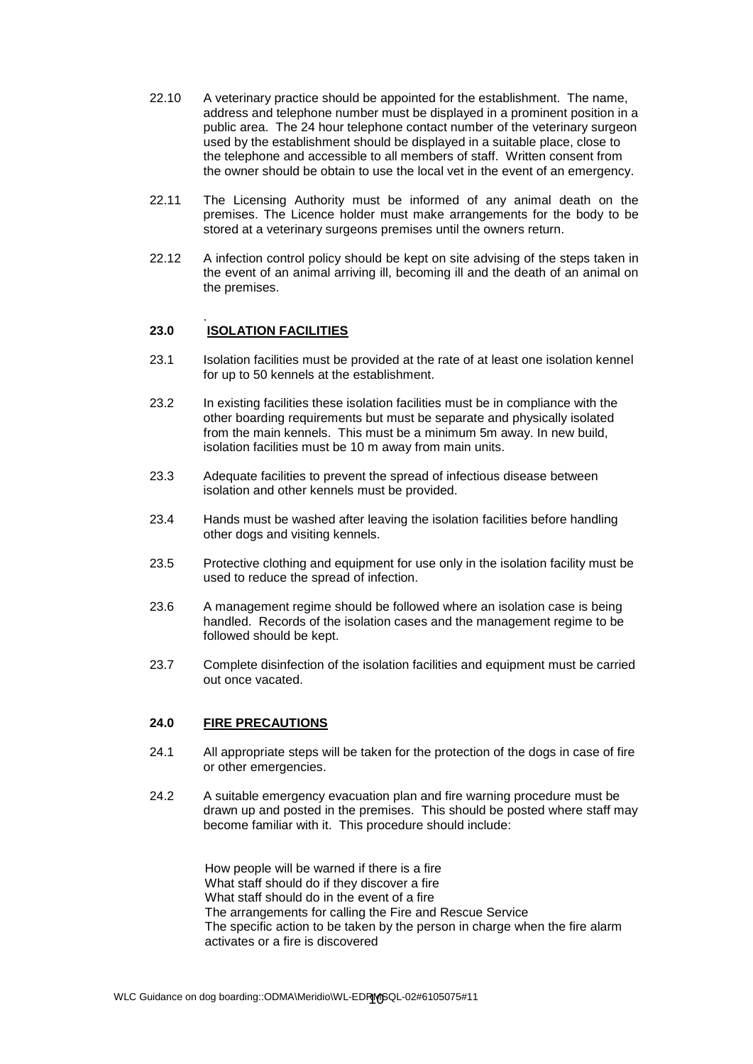22.10 A veterinary practice should be appointed for the establishment. The name, address and telephone number must be displayed in a prominent position in a public area. The 24 hour telephone contact number of the veterinary surgeon used by the establishment should be displayed in a suitable place, close to the telephone and accessible to all members of staff. Written consent from the owner should be obtain to use the local vet in the event of an emergency.

22.11 The Licensing Authority must be informed of any animal death on the premises. The Licence holder must make arrangements for the body to be stored at a veterinary surgeons premises until the owners return.

22.12 A infection control policy should be kept on site advising of the steps taken in the event of an animal arriving ill, becoming ill and the death of an animal on the premises.

## 23.0 ISOLATION FACILITIES

23.1 Isolation facilities must be provided at the rate of at least one isolation kennel for up to 50 kennels at the establishment.

23.2 In existing facilities these isolation facilities must be in compliance with the other boarding requirements but must be separate and physically isolated from the main kennels. This must be a minimum 5m away. In new build, isolation facilities must be 10 m away from main units.

23.3 Adequate facilities to prevent the spread of infectious disease between isolation and other kennels must be provided.

23.4 Hands must be washed after leaving the isolation facilities before handling other dogs and visiting kennels.

23.5 Protective clothing and equipment for use only in the isolation facility must be used to reduce the spread of infection.

23.6 A management regime should be followed where an isolation case is being handled. Records of the isolation cases and the management regime to be followed should be kept.

23.7 Complete disinfection of the isolation facilities and equipment must be carried out once vacated.

## 24.0 FIRE PRECAUTIONS

24.1 All appropriate steps will be taken for the protection of the dogs in case of fire or other emergencies.

24.2 A suitable emergency evacuation plan and fire warning procedure must be drawn up and posted in the premises. This should be posted where staff may become familiar with it. This procedure should include:

How people will be warned if there is a fire
What staff should do if they discover a fire
What staff should do in the event of a fire
The arrangements for calling the Fire and Rescue Service
The specific action to be taken by the person in charge when the fire alarm activates or a fire is discovered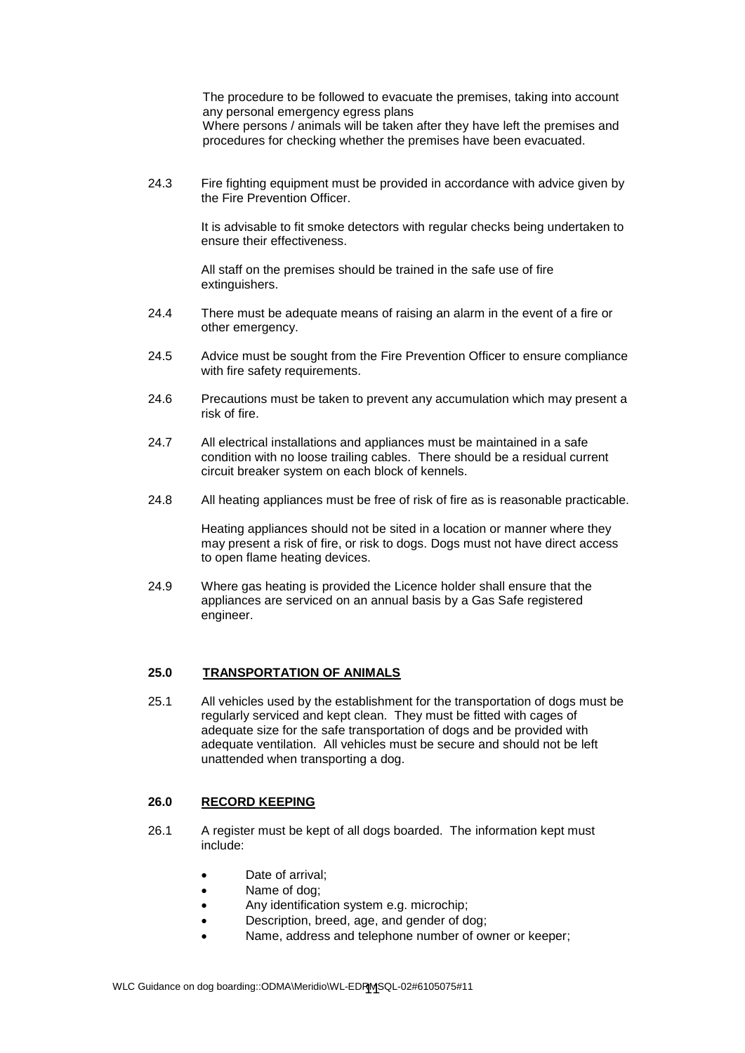The procedure to be followed to evacuate the premises, taking into account any personal emergency egress plans
Where persons / animals will be taken after they have left the premises and procedures for checking whether the premises have been evacuated.

24.3 Fire fighting equipment must be provided in accordance with advice given by the Fire Prevention Officer.

It is advisable to fit smoke detectors with regular checks being undertaken to ensure their effectiveness.

All staff on the premises should be trained in the safe use of fire extinguishers.

24.4 There must be adequate means of raising an alarm in the event of a fire or other emergency.

24.5 Advice must be sought from the Fire Prevention Officer to ensure compliance with fire safety requirements.

24.6 Precautions must be taken to prevent any accumulation which may present a risk of fire.

24.7 All electrical installations and appliances must be maintained in a safe condition with no loose trailing cables. There should be a residual current circuit breaker system on each block of kennels.

24.8 All heating appliances must be free of risk of fire as is reasonable practicable.

Heating appliances should not be sited in a location or manner where they may present a risk of fire, or risk to dogs. Dogs must not have direct access to open flame heating devices.

24.9 Where gas heating is provided the Licence holder shall ensure that the appliances are serviced on an annual basis by a Gas Safe registered engineer.

## 25.0 TRANSPORTATION OF ANIMALS

25.1 All vehicles used by the establishment for the transportation of dogs must be regularly serviced and kept clean. They must be fitted with cages of adequate size for the safe transportation of dogs and be provided with adequate ventilation. All vehicles must be secure and should not be left unattended when transporting a dog.

## 26.0 RECORD KEEPING

26.1 A register must be kept of all dogs boarded. The information kept must include:

- Date of arrival;
- Name of dog;
- Any identification system e.g. microchip;
- Description, breed, age, and gender of dog;
- Name, address and telephone number of owner or keeper;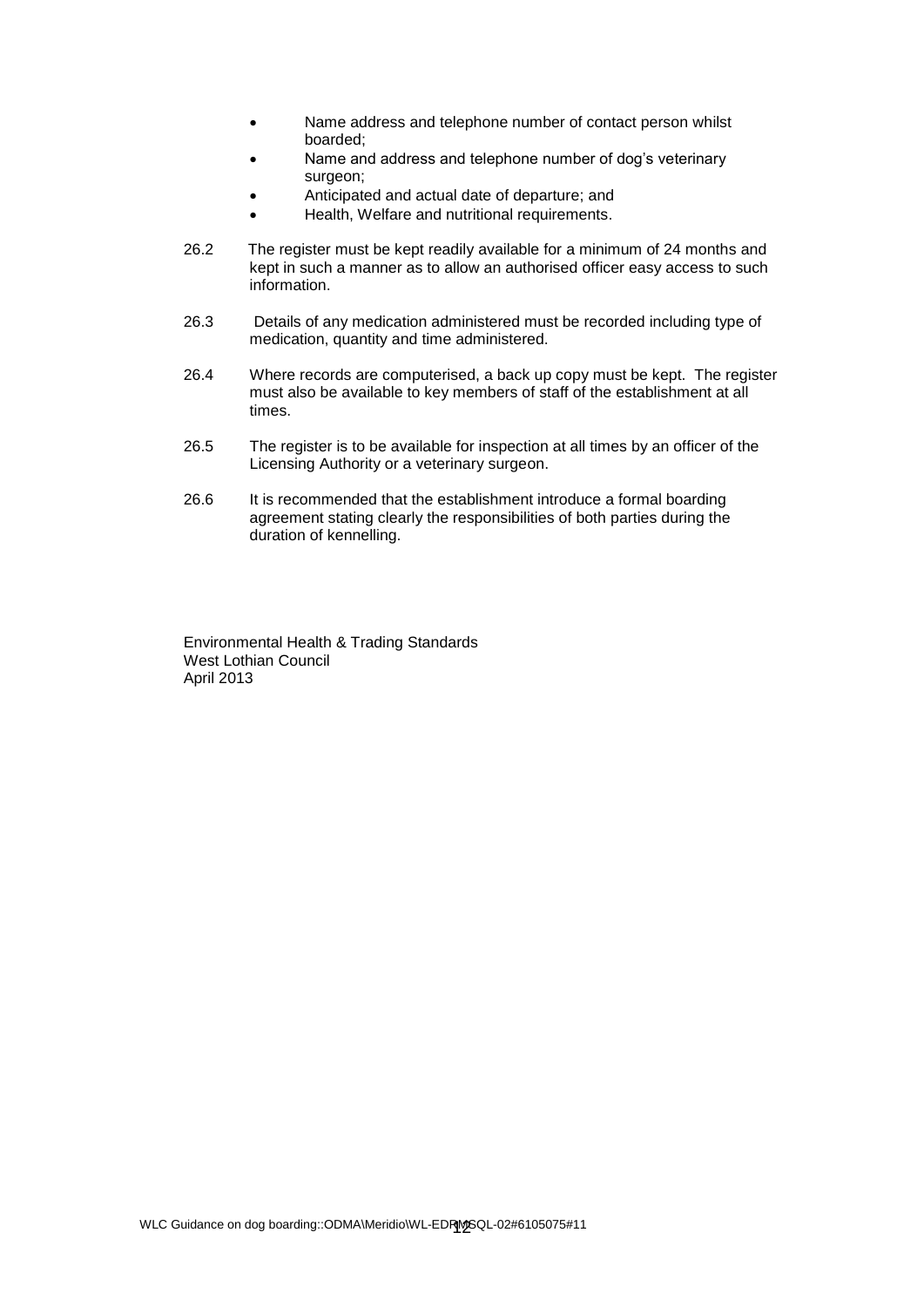- Name address and telephone number of contact person whilst boarded;
- Name and address and telephone number of dog's veterinary surgeon;
- Anticipated and actual date of departure; and
- Health, Welfare and nutritional requirements.

26.2 The register must be kept readily available for a minimum of 24 months and kept in such a manner as to allow an authorised officer easy access to such information.

26.3 Details of any medication administered must be recorded including type of medication, quantity and time administered.

26.4 Where records are computerised, a back up copy must be kept. The register must also be available to key members of staff of the establishment at all times.

26.5 The register is to be available for inspection at all times by an officer of the Licensing Authority or a veterinary surgeon.

26.6 It is recommended that the establishment introduce a formal boarding agreement stating clearly the responsibilities of both parties during the duration of kennelling.

Environmental Health & Trading Standards
West Lothian Council
April 2013